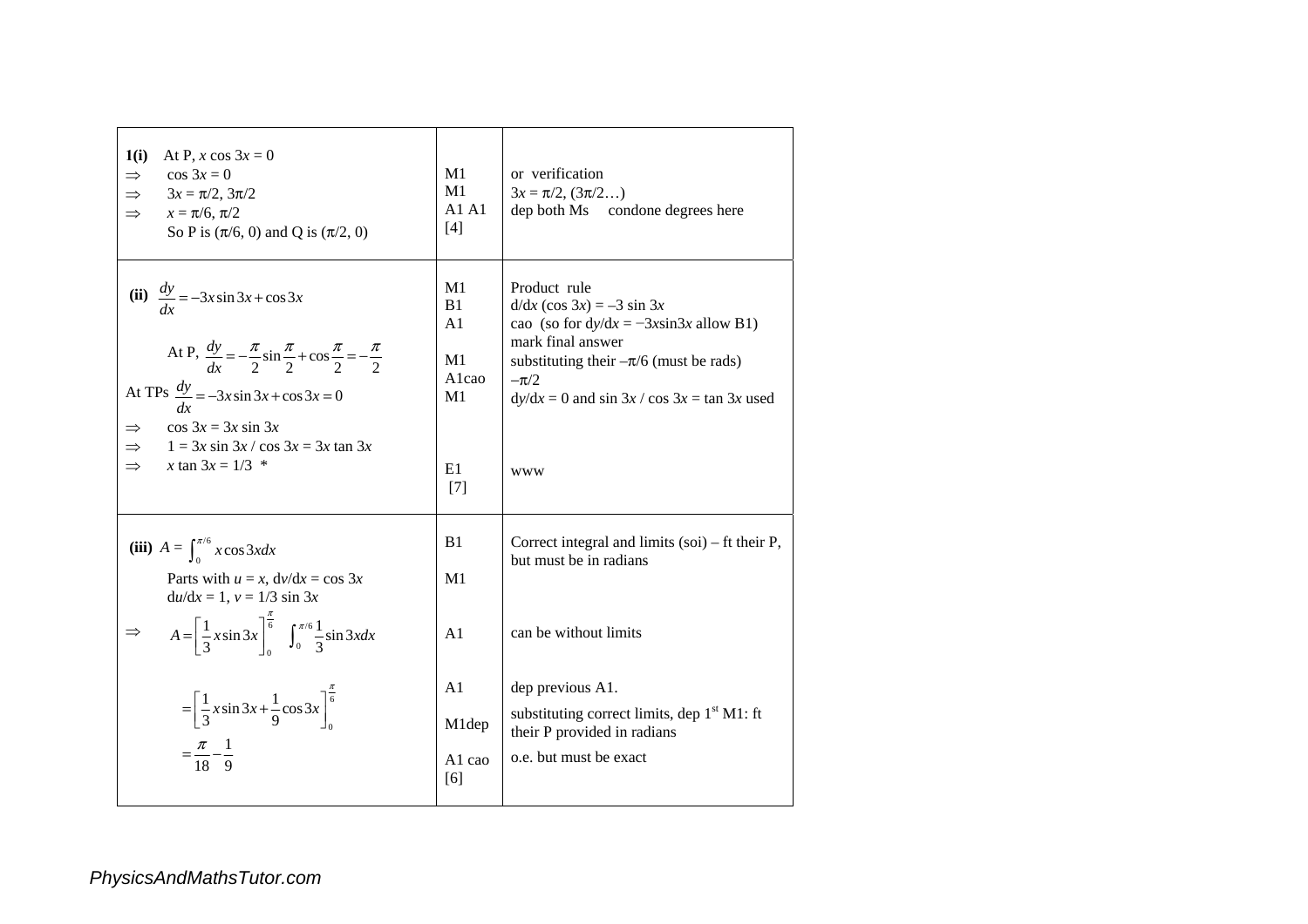| | | |
|---|---|---|
| **1(i)** At P, $x \cos 3x = 0$<br>$\Rightarrow$ $\cos 3x = 0$<br>$\Rightarrow$ $3x = \pi/2, 3\pi/2$<br>$\Rightarrow$ $x = \pi/6, \pi/2$<br>So P is $(\pi/6, 0)$ and Q is $(\pi/2, 0)$ | M1<br>M1<br>A1 A1<br>[4] | or verification<br>$3x = \pi/2, (3\pi/2\ldots)$<br>dep both Ms condone degrees here |
| **(ii)** $\dfrac{dy}{dx} = -3x\sin 3x + \cos 3x$<br><br>At P, $\dfrac{dy}{dx} = -\dfrac{\pi}{2}\sin\dfrac{\pi}{2} + \cos\dfrac{\pi}{2} = -\dfrac{\pi}{2}$<br>At TPs $\dfrac{dy}{dx} = -3x\sin 3x + \cos 3x = 0$<br>$\Rightarrow$ $\cos 3x = 3x \sin 3x$<br>$\Rightarrow$ $1 = 3x \sin 3x / \cos 3x = 3x \tan 3x$<br>$\Rightarrow$ $x \tan 3x = 1/3$ * | M1<br>B1<br>A1<br><br>M1<br>A1cao<br>M1<br><br><br>E1<br>[7] | Product rule<br>$d/dx (\cos 3x) = -3 \sin 3x$<br>cao (so for $dy/dx = -3x\sin 3x$ allow B1)<br>mark final answer<br>substituting their $-\pi/6$ (must be rads)<br>$-\pi/2$<br>$dy/dx = 0$ and $\sin 3x / \cos 3x = \tan 3x$ used<br><br><br>www |
| **(iii)** $A = \int_0^{\pi/6} x\cos 3x dx$<br>Parts with $u = x$, $dv/dx = \cos 3x$<br>$du/dx = 1$, $v = 1/3 \sin 3x$<br>$\Rightarrow$ $A = \left[\dfrac{1}{3}x\sin 3x\right]_0^{\frac{\pi}{6}} \quad \int_0^{\pi/6}\dfrac{1}{3}\sin 3x dx$<br><br>$= \left[\dfrac{1}{3}x\sin 3x + \dfrac{1}{9}\cos 3x\right]_0^{\frac{\pi}{6}}$<br><br>$= \dfrac{\pi}{18} - \dfrac{1}{9}$ | B1<br><br>M1<br><br>A1<br><br>A1<br><br>M1dep<br><br>A1 cao<br>[6] | Correct integral and limits (soi) – ft their P, but must be in radians<br><br><br><br>can be without limits<br><br>dep previous A1.<br><br>substituting correct limits, dep 1st M1: ft their P provided in radians<br><br>o.e. but must be exact |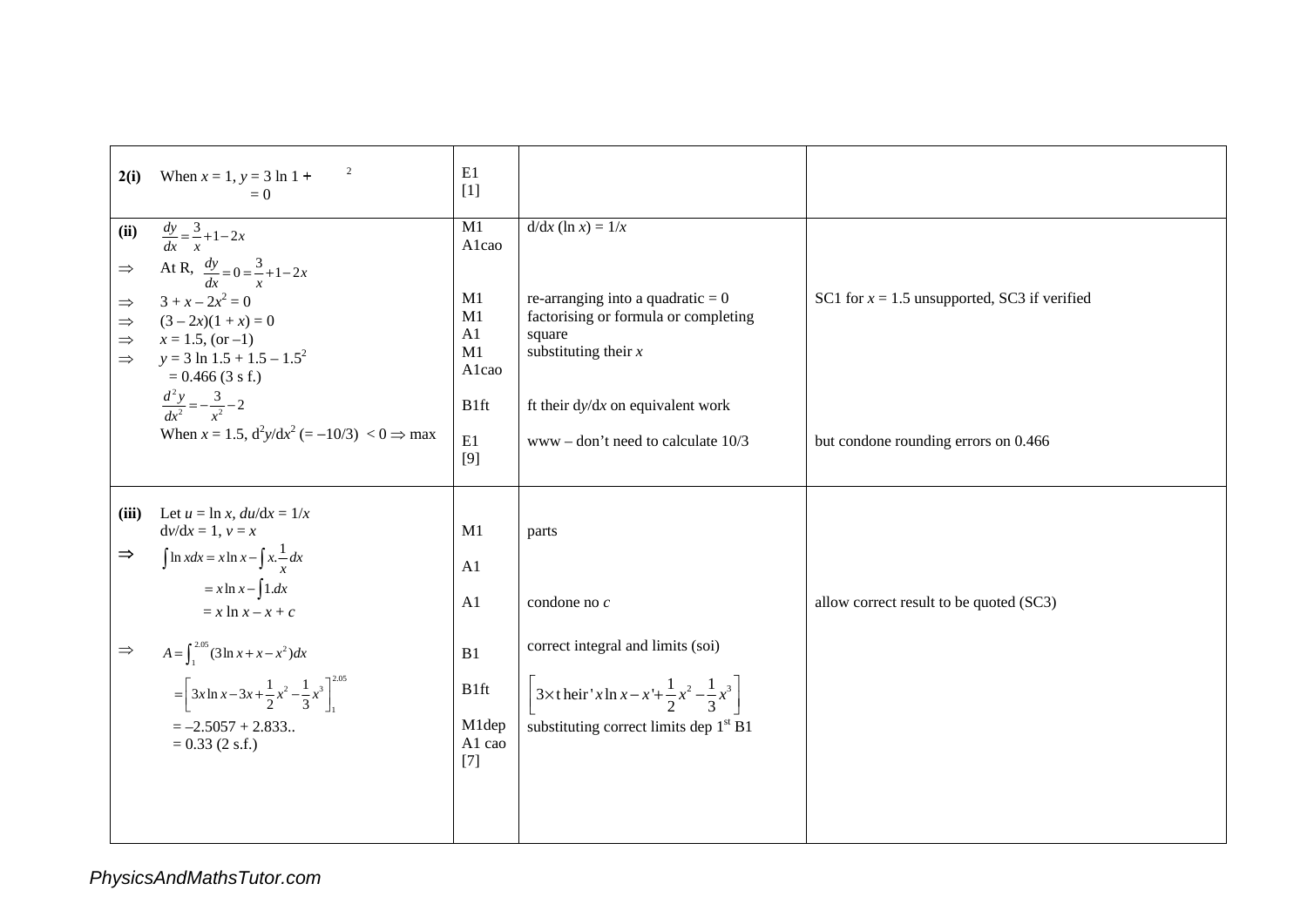| | | | |
|---|---|---|---|
| **2(i)** When $x = 1$, $y = 3 \ln 1 + {}^{2}$ $= 0$ | E1 [1] | | |
| **(ii)** $\frac{dy}{dx} = \frac{3}{x} + 1 - 2x$<br>$\Rightarrow$ At R, $\frac{dy}{dx} = 0 = \frac{3}{x} + 1 - 2x$<br>$\Rightarrow$ $3 + x - 2x^2 = 0$<br>$\Rightarrow$ $(3 - 2x)(1 + x) = 0$<br>$\Rightarrow$ $x = 1.5$, (or $-1$)<br>$\Rightarrow$ $y = 3 \ln 1.5 + 1.5 - 1.5^2$ $= 0.466$ (3 s f.)<br>$\frac{d^2y}{dx^2} = -\frac{3}{x^2} - 2$<br>When $x = 1.5$, $d^2y/dx^2$ ($= -10/3$) $< 0 \Rightarrow$ max | M1<br>A1cao<br><br>M1<br>M1<br>A1<br>M1<br>A1cao<br><br>B1ft<br><br>E1<br>[9] | $d/dx (\ln x) = 1/x$<br><br>re-arranging into a quadratic = 0<br>factorising or formula or completing square<br>substituting their $x$<br><br>ft their $dy/dx$ on equivalent work<br><br>www – don't need to calculate 10/3 | SC1 for $x = 1.5$ unsupported, SC3 if verified<br><br>but condone rounding errors on 0.466 |
| **(iii)** Let $u = \ln x$, $du/dx = 1/x$<br>$dv/dx = 1$, $v = x$<br>$\Rightarrow$ $\int \ln x dx = x \ln x - \int x.\frac{1}{x} dx$<br>$= x \ln x - \int 1.dx$<br>$= x \ln x - x + c$<br><br>$\Rightarrow$ $A = \int_{1}^{2.05} (3\ln x + x - x^2) dx$<br>$= \left[ 3x \ln x - 3x + \frac{1}{2}x^2 - \frac{1}{3}x^3 \right]_{1}^{2.05}$<br>$= -2.5057 + 2.833..$<br>$= 0.33$ (2 s.f.) | M1<br><br>A1<br><br>A1<br><br>B1<br><br>B1ft<br><br>M1dep<br>A1 cao<br>[7] | parts<br><br><br>condone no $c$<br><br>correct integral and limits (soi)<br><br>$\left[ 3 \times \text{their}' x \ln x - x' + \frac{1}{2}x^2 - \frac{1}{3}x^3 \right]$<br><br>substituting correct limits dep 1st B1 | allow correct result to be quoted (SC3) |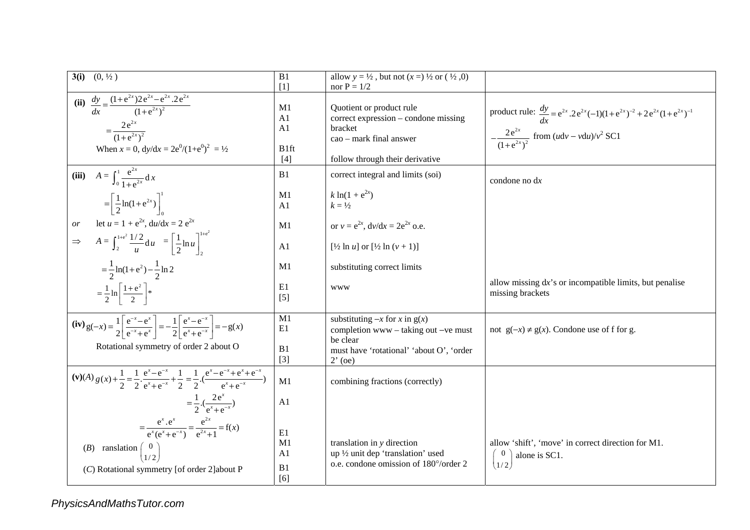| | | | |
|---|---|---|---|
| **3(i)** (0, ½ ) | B1 [1] | allow $y$ = ½ , but not ($x$ =) ½ or ( ½ ,0) nor P = 1/2 | |
| **(ii)** $\frac{dy}{dx}=\frac{(1+e^{2x})2e^{2x}-e^{2x}.2e^{2x}}{(1+e^{2x})^2}$ <br> $=\frac{2e^{2x}}{(1+e^{2x})^2}$ <br> When $x$ = 0, d$y$/d$x$ = $2e^0/(1+e^0)^2$ = ½ | M1 <br> A1 <br> A1 <br> B1ft <br> [4] | Quotient or product rule <br> correct expression – condone missing bracket <br> cao – mark final answer <br> follow through their derivative | product rule: $\frac{dy}{dx}=e^{2x}.2e^{2x}(-1)(1+e^{2x})^{-2}+2e^{2x}(1+e^{2x})^{-1}$ <br> $-\frac{2e^{2x}}{(1+e^{2x})^2}$ from $(u\text{d}v - v\text{d}u)/v^2$ SC1 |
| **(iii)** $A=\int_0^1\frac{e^{2x}}{1+e^{2x}}\,dx$ <br> $=\left[\frac{1}{2}\ln(1+e^{2x})\right]_0^1$ <br> *or* let $u = 1 + e^{2x}$, d$u$/d$x$ = $2e^{2x}$ <br> $\Rightarrow$ $A=\int_2^{1+e^2}\frac{1/2}{u}du=\left[\frac{1}{2}\ln u\right]_2^{1+e^2}$ <br> $=\frac{1}{2}\ln(1+e^2)-\frac{1}{2}\ln 2$ <br> $=\frac{1}{2}\ln\left[\frac{1+e^2}{2}\right]$* | B1 <br> M1 <br> A1 <br> M1 <br> A1 <br> M1 <br> E1 <br> [5] | correct integral and limits (soi) <br> $k\ln(1 + e^{2x})$ <br> $k$ = ½ <br> or $v = e^{2x}$, d$v$/d$x$ = $2e^{2x}$ o.e. <br> [½ ln $u$] or [½ ln ($v$ + 1)] <br> substituting correct limits <br> www | condone no d$x$ <br> allow missing d$x$'s or incompatible limits, but penalise missing brackets |
| **(iv)** $g(-x)=\frac{1}{2}\left[\frac{e^{-x}-e^{x}}{e^{-x}+e^{x}}\right]=-\frac{1}{2}\left[\frac{e^{x}-e^{-x}}{e^{x}+e^{-x}}\right]=-g(x)$ <br> Rotational symmetry of order 2 about O | M1 <br> E1 <br> B1 <br> [3] | substituting $-x$ for $x$ in g($x$) <br> completion www – taking out –ve must be clear <br> must have 'rotational' 'about O', 'order 2' (oe) | not $g(-x) \neq g(x)$. Condone use of f for g. |
| **(v)**(*A*) $g(x)+\frac{1}{2}=\frac{1}{2}.\frac{e^x-e^{-x}}{e^x+e^{-x}}+\frac{1}{2}=\frac{1}{2}.(\frac{e^x-e^{-x}+e^x+e^{-x}}{e^x+e^{-x}})$ <br> $=\frac{1}{2}.(\frac{2e^x}{e^x+e^{-x}})$ <br> $=\frac{e^x.e^x}{e^x(e^x+e^{-x})}=\frac{e^{2x}}{e^{2x}+1}=f(x)$ <br> (*B*) ranslation $\begin{pmatrix}0\\1/2\end{pmatrix}$ <br> (*C*) Rotational symmetry [of order 2]about P | M1 <br> A1 <br> E1 <br> M1 <br> A1 <br> B1 <br> [6] | combining fractions (correctly) <br> translation in $y$ direction <br> up ½ unit dep 'translation' used <br> o.e. condone omission of 180°/order 2 | allow 'shift', 'move' in correct direction for M1. <br> $\begin{pmatrix}0\\1/2\end{pmatrix}$ alone is SC1. |